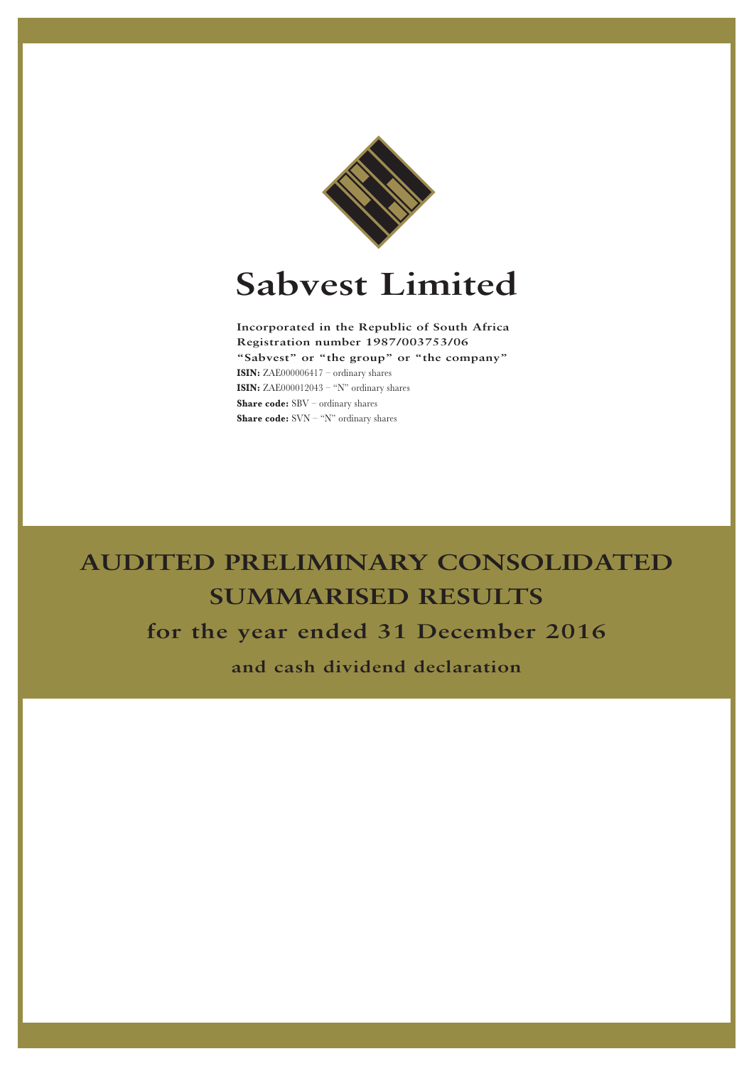# Sabvest Limited

**Incorporated in the Republic of South Africa**
**Registration number 1987/003753/06**
**"Sabvest" or "the group" or "the company"**
**ISIN:** ZAE000006417 – ordinary shares
**ISIN:** ZAE000012043 – "N" ordinary shares
**Share code:** SBV – ordinary shares
**Share code:** SVN – "N" ordinary shares

# AUDITED PRELIMINARY CONSOLIDATED SUMMARISED RESULTS

## for the year ended 31 December 2016

### and cash dividend declaration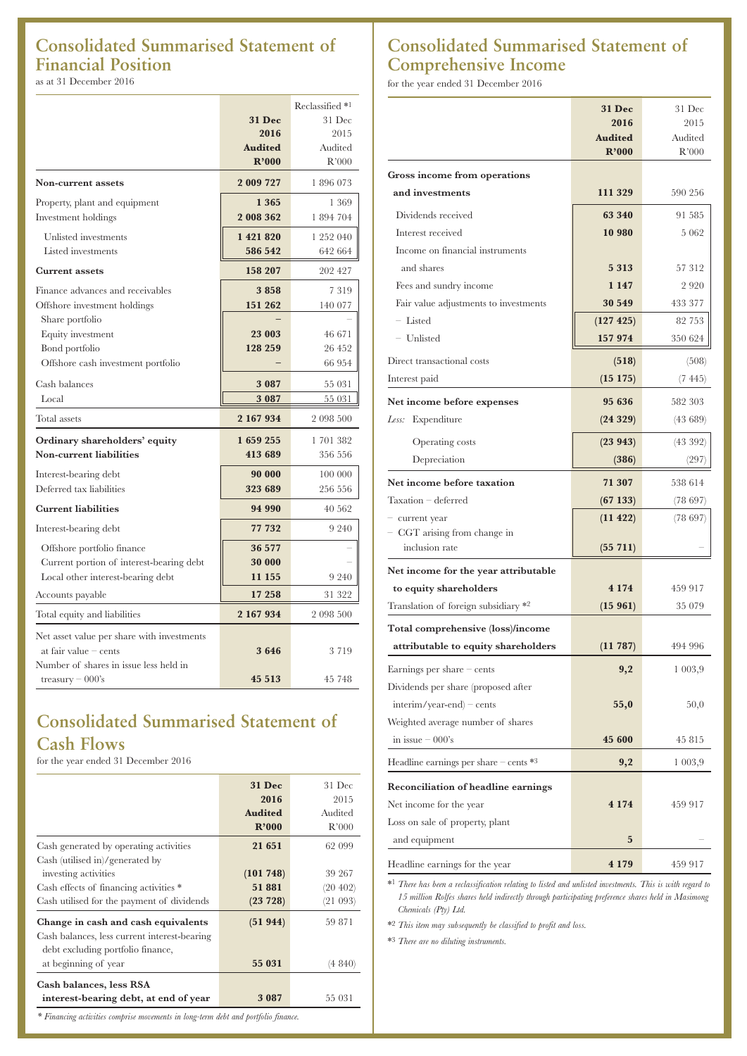## Consolidated Summarised Statement of Financial Position

as at 31 December 2016

| | 31 Dec 2016 Audited R'000 | Reclassified *1 31 Dec 2015 Audited R'000 |
|---|---|---|
| **Non-current assets** | **2 009 727** | 1 896 073 |
| Property, plant and equipment | **1 365** | 1 369 |
| Investment holdings | **2 008 362** | 1 894 704 |
| Unlisted investments | **1 421 820** | 1 252 040 |
| Listed investments | **586 542** | 642 664 |
| **Current assets** | **158 207** | 202 427 |
| Finance advances and receivables | **3 858** | 7 319 |
| Offshore investment holdings | **151 262** | 140 077 |
| Share portfolio | – | – |
| Equity investment | **23 003** | 46 671 |
| Bond portfolio | **128 259** | 26 452 |
| Offshore cash investment portfolio | – | 66 954 |
| Cash balances | **3 087** | 55 031 |
| Local | **3 087** | 55 031 |
| Total assets | **2 167 934** | 2 098 500 |
| **Ordinary shareholders' equity** | **1 659 255** | 1 701 382 |
| **Non-current liabilities** | **413 689** | 356 556 |
| Interest-bearing debt | **90 000** | 100 000 |
| Deferred tax liabilities | **323 689** | 256 556 |
| **Current liabilities** | **94 990** | 40 562 |
| Interest-bearing debt | **77 732** | 9 240 |
| Offshore portfolio finance | **36 577** | – |
| Current portion of interest-bearing debt | **30 000** | – |
| Local other interest-bearing debt | **11 155** | 9 240 |
| Accounts payable | **17 258** | 31 322 |
| Total equity and liabilities | **2 167 934** | 2 098 500 |
| Net asset value per share with investments at fair value – cents | **3 646** | 3 719 |
| Number of shares in issue less held in treasury – 000's | **45 513** | 45 748 |

## Consolidated Summarised Statement of Cash Flows

for the year ended 31 December 2016

| | 31 Dec 2016 Audited R'000 | 31 Dec 2015 Audited R'000 |
|---|---|---|
| Cash generated by operating activities | **21 651** | 62 099 |
| Cash (utilised in)/generated by investing activities | **(101 748)** | 39 267 |
| Cash effects of financing activities * | **51 881** | (20 402) |
| Cash utilised for the payment of dividends | **(23 728)** | (21 093) |
| **Change in cash and cash equivalents** | **(51 944)** | 59 871 |
| Cash balances, less current interest-bearing debt excluding portfolio finance, at beginning of year | **55 031** | (4 840) |
| **Cash balances, less RSA interest-bearing debt, at end of year** | **3 087** | 55 031 |

*\* Financing activities comprise movements in long-term debt and portfolio finance.*

## Consolidated Summarised Statement of Comprehensive Income

for the year ended 31 December 2016

| | 31 Dec 2016 Audited R'000 | 31 Dec 2015 Audited R'000 |
|---|---|---|
| **Gross income from operations and investments** | **111 329** | 590 256 |
| Dividends received | **63 340** | 91 585 |
| Interest received | **10 980** | 5 062 |
| Income on financial instruments and shares | **5 313** | 57 312 |
| Fees and sundry income | **1 147** | 2 920 |
| Fair value adjustments to investments | **30 549** | 433 377 |
| – Listed | **(127 425)** | 82 753 |
| – Unlisted | **157 974** | 350 624 |
| Direct transactional costs | **(518)** | (508) |
| Interest paid | **(15 175)** | (7 445) |
| **Net income before expenses** | **95 636** | 582 303 |
| *Less:* Expenditure | **(24 329)** | (43 689) |
| Operating costs | **(23 943)** | (43 392) |
| Depreciation | **(386)** | (297) |
| **Net income before taxation** | **71 307** | 538 614 |
| Taxation – deferred | **(67 133)** | (78 697) |
| – current year | **(11 422)** | (78 697) |
| – CGT arising from change in inclusion rate | **(55 711)** | – |
| **Net income for the year attributable to equity shareholders** | **4 174** | 459 917 |
| Translation of foreign subsidiary *2 | **(15 961)** | 35 079 |
| **Total comprehensive (loss)/income attributable to equity shareholders** | **(11 787)** | 494 996 |
| Earnings per share – cents | **9,2** | 1 003,9 |
| Dividends per share (proposed after interim/year-end) – cents | **55,0** | 50,0 |
| Weighted average number of shares in issue – 000's | **45 600** | 45 815 |
| Headline earnings per share – cents *3 | **9,2** | 1 003,9 |
| **Reconciliation of headline earnings** | | |
| Net income for the year | **4 174** | 459 917 |
| Loss on sale of property, plant and equipment | **5** | – |
| Headline earnings for the year | **4 179** | 459 917 |

*1 *There has been a reclassification relating to listed and unlisted investments. This is with regard to 15 million Rolfes shares held indirectly through participating preference shares held in Masimong Chemicals (Pty) Ltd.*

*2 *This item may subsequently be classified to profit and loss.*

*3 *There are no diluting instruments.*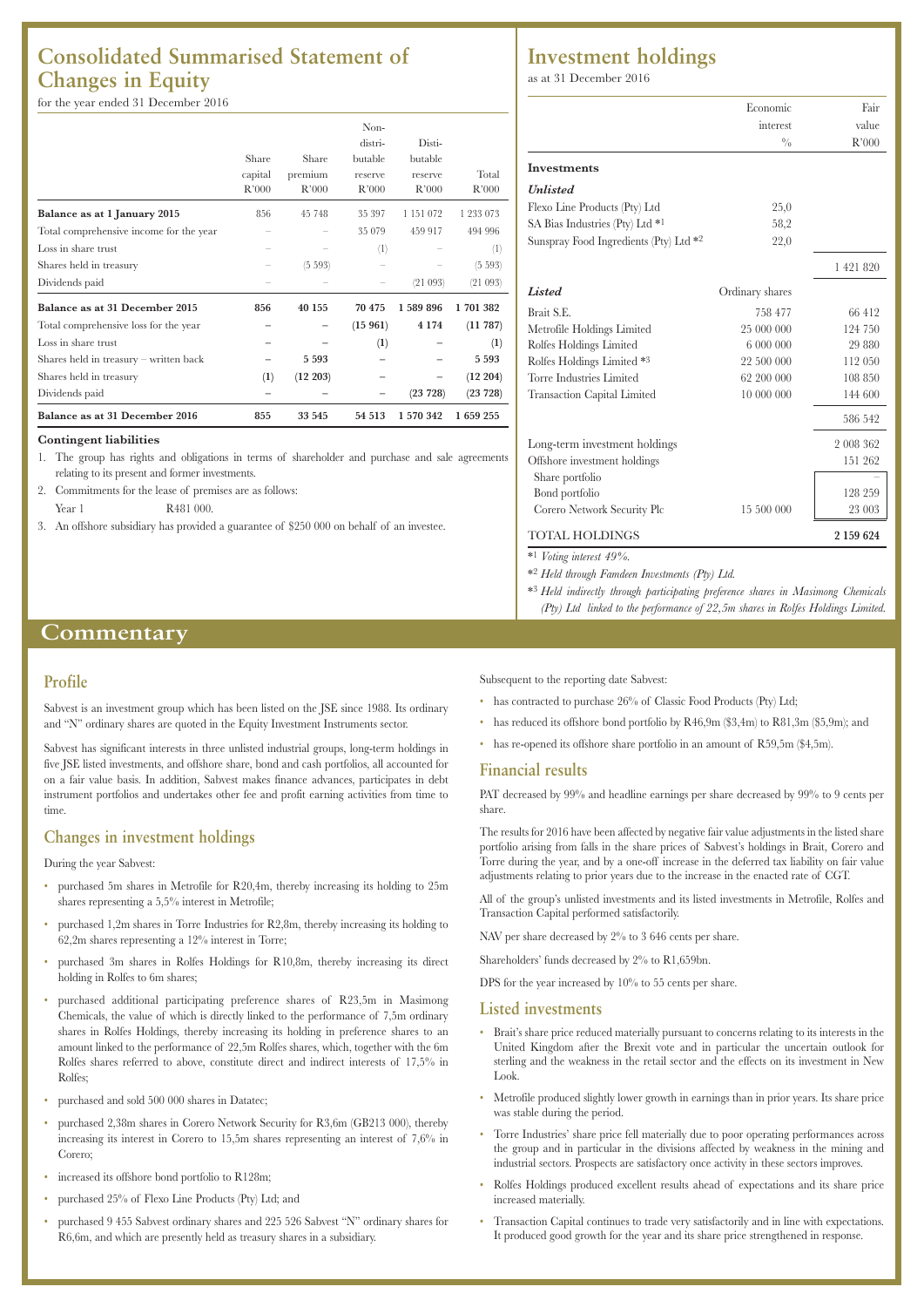# Consolidated Summarised Statement of Changes in Equity

for the year ended 31 December 2016

| | Share capital R'000 | Share premium R'000 | Non-distributable reserve R'000 | Distributable reserve R'000 | Total R'000 |
|---|---|---|---|---|---|
| **Balance as at 1 January 2015** | 856 | 45 748 | 35 397 | 1 151 072 | 1 233 073 |
| Total comprehensive income for the year | – | – | 35 079 | 459 917 | 494 996 |
| Loss in share trust | – | – | (1) | – | (1) |
| Shares held in treasury | – | (5 593) | – | – | (5 593) |
| Dividends paid | – | – | – | (21 093) | (21 093) |
| **Balance as at 31 December 2015** | **856** | **40 155** | **70 475** | **1 589 896** | **1 701 382** |
| Total comprehensive loss for the year | **–** | **–** | **(15 961)** | **4 174** | **(11 787)** |
| Loss in share trust | **–** | **–** | **(1)** | **–** | **(1)** |
| Shares held in treasury – written back | **–** | **5 593** | **–** | **–** | **5 593** |
| Shares held in treasury | **(1)** | **(12 203)** | **–** | **–** | **(12 204)** |
| Dividends paid | **–** | **–** | **–** | **(23 728)** | **(23 728)** |
| **Balance as at 31 December 2016** | **855** | **33 545** | **54 513** | **1 570 342** | **1 659 255** |

**Contingent liabilities**

1. The group has rights and obligations in terms of shareholder and purchase and sale agreements relating to its present and former investments.
2. Commitments for the lease of premises are as follows:
   Year 1 R481 000.
3. An offshore subsidiary has provided a guarantee of $250 000 on behalf of an investee.

# Investment holdings

as at 31 December 2016

| | Economic interest % | Fair value R'000 |
|---|---|---|
| **Investments** | | |
| ***Unlisted*** | | |
| Flexo Line Products (Pty) Ltd | 25,0 | |
| SA Bias Industries (Pty) Ltd *1 | 58,2 | |
| Sunspray Food Ingredients (Pty) Ltd *2 | 22,0 | |
| | | 1 421 820 |
| ***Listed*** | Ordinary shares | |
| Brait S.E. | 758 477 | 66 412 |
| Metrofile Holdings Limited | 25 000 000 | 124 750 |
| Rolfes Holdings Limited | 6 000 000 | 29 880 |
| Rolfes Holdings Limited *3 | 22 500 000 | 112 050 |
| Torre Industries Limited | 62 200 000 | 108 850 |
| Transaction Capital Limited | 10 000 000 | 144 600 |
| | | 586 542 |
| Long-term investment holdings | | 2 008 362 |
| Offshore investment holdings | | 151 262 |
| Share portfolio | | – |
| Bond portfolio | | 128 259 |
| Corero Network Security Plc | 15 500 000 | 23 003 |
| TOTAL HOLDINGS | | **2 159 624** |

*1 *Voting interest 49%.*

*2 *Held through Famdeen Investments (Pty) Ltd.*

*3 *Held indirectly through participating preference shares in Masimong Chemicals (Pty) Ltd linked to the performance of 22,5m shares in Rolfes Holdings Limited.*

# Commentary

## Profile

Sabvest is an investment group which has been listed on the JSE since 1988. Its ordinary and "N" ordinary shares are quoted in the Equity Investment Instruments sector.

Sabvest has significant interests in three unlisted industrial groups, long-term holdings in five JSE listed investments, and offshore share, bond and cash portfolios, all accounted for on a fair value basis. In addition, Sabvest makes finance advances, participates in debt instrument portfolios and undertakes other fee and profit earning activities from time to time.

## Changes in investment holdings

During the year Sabvest:

- purchased 5m shares in Metrofile for R20,4m, thereby increasing its holding to 25m shares representing a 5,5% interest in Metrofile;
- purchased 1,2m shares in Torre Industries for R2,8m, thereby increasing its holding to 62,2m shares representing a 12% interest in Torre;
- purchased 3m shares in Rolfes Holdings for R10,8m, thereby increasing its direct holding in Rolfes to 6m shares;
- purchased additional participating preference shares of R23,5m in Masimong Chemicals, the value of which is directly linked to the performance of 7,5m ordinary shares in Rolfes Holdings, thereby increasing its holding in preference shares to an amount linked to the performance of 22,5m Rolfes shares, which, together with the 6m Rolfes shares referred to above, constitute direct and indirect interests of 17,5% in Rolfes;
- purchased and sold 500 000 shares in Datatec;
- purchased 2,38m shares in Corero Network Security for R3,6m (GB213 000), thereby increasing its interest in Corero to 15,5m shares representing an interest of 7,6% in Corero;
- increased its offshore bond portfolio to R128m;
- purchased 25% of Flexo Line Products (Pty) Ltd; and
- purchased 9 455 Sabvest ordinary shares and 225 526 Sabvest "N" ordinary shares for R6,6m, and which are presently held as treasury shares in a subsidiary.

Subsequent to the reporting date Sabvest:

- has contracted to purchase 26% of Classic Food Products (Pty) Ltd;
- has reduced its offshore bond portfolio by R46,9m ($3,4m) to R81,3m ($5,9m); and
- has re-opened its offshore share portfolio in an amount of R59,5m ($4,5m).

## Financial results

PAT decreased by 99% and headline earnings per share decreased by 99% to 9 cents per share.

The results for 2016 have been affected by negative fair value adjustments in the listed share portfolio arising from falls in the share prices of Sabvest's holdings in Brait, Corero and Torre during the year, and by a one-off increase in the deferred tax liability on fair value adjustments relating to prior years due to the increase in the enacted rate of CGT.

All of the group's unlisted investments and its listed investments in Metrofile, Rolfes and Transaction Capital performed satisfactorily.

NAV per share decreased by 2% to 3 646 cents per share.

Shareholders' funds decreased by 2% to R1,659bn.

DPS for the year increased by 10% to 55 cents per share.

## Listed investments

- Brait's share price reduced materially pursuant to concerns relating to its interests in the United Kingdom after the Brexit vote and in particular the uncertain outlook for sterling and the weakness in the retail sector and the effects on its investment in New Look.
- Metrofile produced slightly lower growth in earnings than in prior years. Its share price was stable during the period.
- Torre Industries' share price fell materially due to poor operating performances across the group and in particular in the divisions affected by weakness in the mining and industrial sectors. Prospects are satisfactory once activity in these sectors improves.
- Rolfes Holdings produced excellent results ahead of expectations and its share price increased materially.
- Transaction Capital continues to trade very satisfactorily and in line with expectations. It produced good growth for the year and its share price strengthened in response.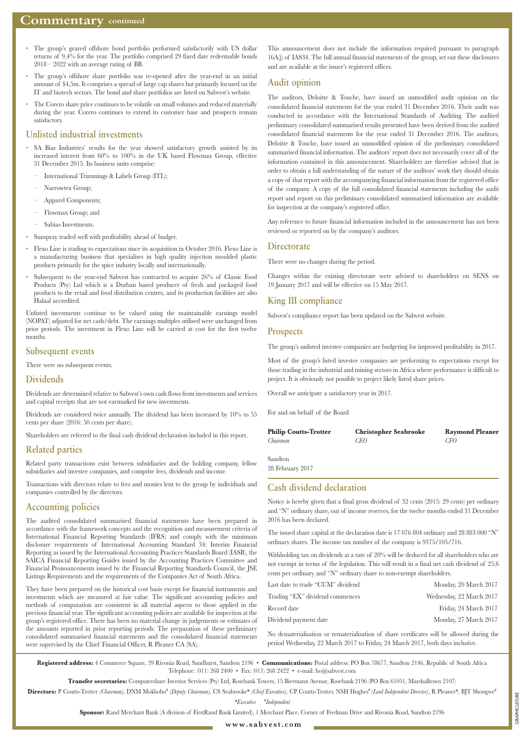# Commentary continued

- The group's geared offshore bond portfolio performed satisfactorily with US dollar returns of 9,4% for the year. The portfolio comprised 29 fixed date redeemable bonds 2018 – 2022 with an average rating of BB.
- The group's offshore share portfolio was re-opened after the year-end in an initial amount of $4,5m. It comprises a spread of large cap shares but primarily focused on the IT and biotech sectors. The bond and share portfolios are listed on Sabvest's website.
- The Corero share price continues to be volatile on small volumes and reduced materially during the year. Corero continues to extend its customer base and prospects remain satisfactory.

## Unlisted industrial investments

- SA Bias Industries' results for the year showed satisfactory growth assisted by its increased interest from 60% to 100% in the UK based Flowmax Group, effective 31 December 2015. Its business units comprise:
  - International Trimmings & Labels Group (ITL);
  - Narrowtex Group;
  - Apparel Components;
  - Flowmax Group; and
  - Sabias Investments.
- Sunspray traded well with profitability ahead of budget.
- Flexo Line is trading to expectations since its acquisition in October 2016. Flexo Line is a manufacturing business that specialises in high quality injection moulded plastic products primarily for the spice industry locally and internationally.
- Subsequent to the year-end Sabvest has contracted to acquire 26% of Classic Food Products (Pty) Ltd which is a Durban based producer of fresh and packaged food products to the retail and food distribution centres, and its production facilities are also Halaal accredited.

Unlisted investments continue to be valued using the maintainable earnings model (NOPAT) adjusted for net cash/debt. The earnings multiples utilised were unchanged from prior periods. The investment in Flexo Line will be carried at cost for the first twelve months.

## Subsequent events

There were no subsequent events.

## Dividends

Dividends are determined relative to Sabvest's own cash flows from investments and services and capital receipts that are not earmarked for new investments.

Dividends are considered twice annually. The dividend has been increased by 10% to 55 cents per share (2016: 50 cents per share).

Shareholders are referred to the final cash dividend declaration included in this report.

## Related parties

Related party transactions exist between subsidiaries and the holding company, fellow subsidiaries and investee companies, and comprise fees, dividends and income.

Transactions with directors relate to fees and monies lent to the group by individuals and companies controlled by the directors.

## Accounting policies

The audited consolidated summarised financial statements have been prepared in accordance with the framework concepts and the recognition and measurement criteria of International Financial Reporting Standards (IFRS) and comply with the minimum disclosure requirements of International Accounting Standard 34: Interim Financial Reporting as issued by the International Accounting Practices Standards Board (IASB), the SAICA Financial Reporting Guides issued by the Accounting Practices Committee and Financial Pronouncements issued by the Financial Reporting Standards Council, the JSE Listings Requirements and the requirements of the Companies Act of South Africa.

They have been prepared on the historical cost basis except for financial instruments and investments which are measured at fair value. The significant accounting policies and methods of computation are consistent in all material aspects to those applied in the previous financial year. The significant accounting policies are available for inspection at the group's registered office. There has been no material change in judgements or estimates of the amounts reported in prior reporting periods. The preparation of these preliminary consolidated summarised financial statements and the consolidated financial statements were supervised by the Chief Financial Officer, R Pleaner CA (SA).

This announcement does not include the information required pursuant to paragraph 16A(j) of IAS34. The full annual financial statements of the group, set out these disclosures and are available at the issuer's registered offices.

## Audit opinion

The auditors, Deloitte & Touche, have issued an unmodified audit opinion on the consolidated financial statements for the year ended 31 December 2016. Their audit was conducted in accordance with the International Standards of Auditing. The audited preliminary consolidated summarised results presented have been derived from the audited consolidated financial statements for the year ended 31 December 2016. The auditors, Deloitte & Touche, have issued an unmodified opinion of the preliminary consolidated summarised financial information. The auditors' report does not necessarily cover all of the information contained in this announcement. Shareholders are therefore advised that in order to obtain a full understanding of the nature of the auditors' work they should obtain a copy of that report with the accompanying financial information from the registered office of the company. A copy of the full consolidated financial statements including the audit report and report on this preliminary consolidated summarised information are available for inspection at the company's registered office.

Any reference to future financial information included in the announcement has not been reviewed or reported on by the company's auditors.

## Directorate

There were no changes during the period.

Changes within the existing directorate were advised to shareholders on SENS on 19 January 2017 and will be effective on 15 May 2017.

## King III compliance

Sabvest's compliance report has been updated on the Sabvest website.

## Prospects

The group's unlisted investee companies are budgeting for improved profitability in 2017.

Most of the group's listed investee companies are performing to expectations except for those trading in the industrial and mining sectors in Africa where performance is difficult to project. It is obviously not possible to project likely listed share prices.

Overall we anticipate a satisfactory year in 2017.

For and on behalf of the Board

| | | |
|---|---|---|
| **Philip Coutts-Trotter** | **Christopher Seabrooke** | **Raymond Pleaner** |
| *Chairman* | *CEO* | *CFO* |

Sandton
28 February 2017

## Cash dividend declaration

Notice is hereby given that a final gross dividend of 32 cents (2015: 29 cents) per ordinary and "N" ordinary share, out of income reserves, for the twelve months ended 31 December 2016 has been declared.

The issued share capital at the declaration date is 17 076 804 ordinary and 28 883 000 "N" ordinary shares. The income tax number of the company is 9375/105/716.

Withholding tax on dividends at a rate of 20% will be deduced for all shareholders who are not exempt in terms of the legislation. This will result in a final net cash dividend of 25,6 cents per ordinary and "N" ordinary share to non-exempt shareholders.

| | |
|---|---|
| Last date to trade "CUM" dividend | Monday, 20 March 2017 |
| Trading "EX" dividend commences | Wednesday, 22 March 2017 |
| Record date | Friday, 24 March 2017 |
| Dividend payment date | Monday, 27 March 2017 |

No dematerialisation or rematerialisation of share certificates will be allowed during the period Wednesday, 22 March 2017 to Friday, 24 March 2017, both days inclusive.

**Registered address:** 4 Commerce Square, 39 Rivonia Road, Sandhurst, Sandton 2196 • **Communications:** Postal address: PO Box 78677, Sandton 2146, Republic of South Africa Telephone: (011) 268 2400 • Fax: (011) 268 2422 • e-mail: ho@sabvest.com

**Transfer secretaries:** Computershare Investor Services (Pty) Ltd, Rosebank Towers, 15 Biermann Avenue, Rosebank 2196 (PO Box 61051, Marshalltown 2107)

**Directors:** P Coutts-Trotter *(Chairman)*, DNM Mokhobo[#] *(Deputy Chairman)*, CS Seabrooke* *(Chief Executive)*, CP Coutts-Trotter, NSH Hughes[#] *(Lead Independent Director)*, R Pleaner*, BJT Shongwe[#]

*\*Executive* *[#]Independent*

**Sponsor:** Rand Merchant Bank (A division of FirstRand Bank Limited), 1 Merchant Place, Corner of Fredman Drive and Rivonia Road, Sandton 2196

**www.sabvest.com**